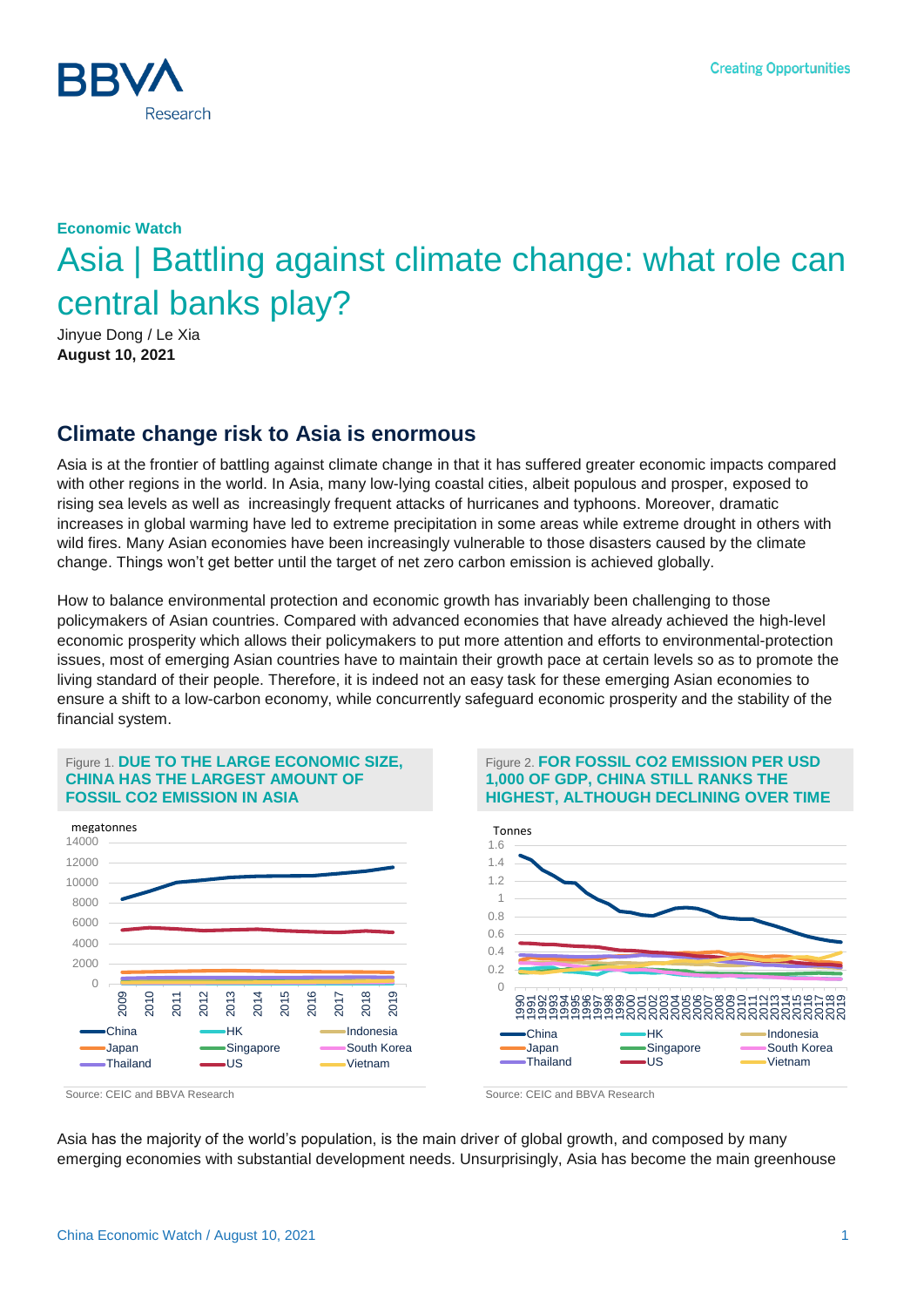**Economic Watch**

# Asia | Battling against climate change: what role can central banks play?

Jinyue Dong / Le Xia
**August 10, 2021**

## Climate change risk to Asia is enormous

Asia is at the frontier of battling against climate change in that it has suffered greater economic impacts compared with other regions in the world. In Asia, many low-lying coastal cities, albeit populous and prosper, exposed to rising sea levels as well as increasingly frequent attacks of hurricanes and typhoons. Moreover, dramatic increases in global warming have led to extreme precipitation in some areas while extreme drought in others with wild fires. Many Asian economies have been increasingly vulnerable to those disasters caused by the climate change. Things won't get better until the target of net zero carbon emission is achieved globally.

How to balance environmental protection and economic growth has invariably been challenging to those policymakers of Asian countries. Compared with advanced economies that have already achieved the high-level economic prosperity which allows their policymakers to put more attention and efforts to environmental-protection issues, most of emerging Asian countries have to maintain their growth pace at certain levels so as to promote the living standard of their people. Therefore, it is indeed not an easy task for these emerging Asian economies to ensure a shift to a low-carbon economy, while concurrently safeguard economic prosperity and the stability of the financial system.

Figure 1. **DUE TO THE LARGE ECONOMIC SIZE, CHINA HAS THE LARGEST AMOUNT OF FOSSIL CO2 EMISSION IN ASIA**

Source: CEIC and BBVA Research

Figure 2. **FOR FOSSIL CO2 EMISSION PER USD 1,000 OF GDP, CHINA STILL RANKS THE HIGHEST, ALTHOUGH DECLINING OVER TIME**

Source: CEIC and BBVA Research

Asia has the majority of the world's population, is the main driver of global growth, and composed by many emerging economies with substantial development needs. Unsurprisingly, Asia has become the main greenhouse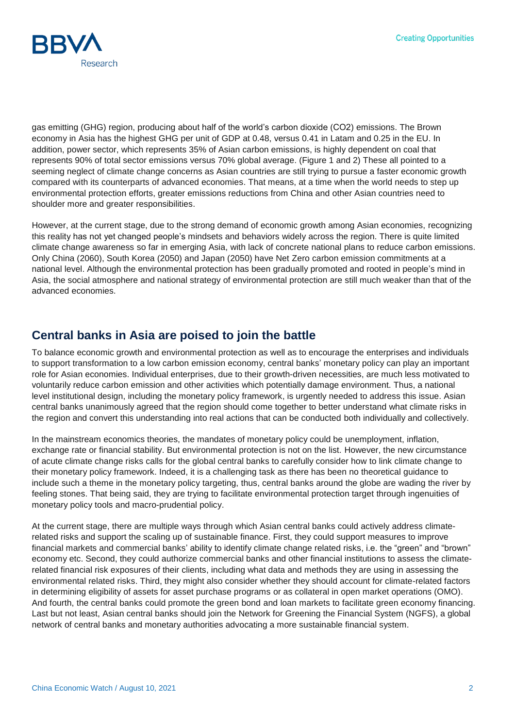gas emitting (GHG) region, producing about half of the world's carbon dioxide ($CO_2$) emissions. The Brown economy in Asia has the highest GHG per unit of GDP at 0.48, versus 0.41 in Latam and 0.25 in the EU. In addition, power sector, which represents 35% of Asian carbon emissions, is highly dependent on coal that represents 90% of total sector emissions versus 70% global average. (Figure 1 and 2) These all pointed to a seeming neglect of climate change concerns as Asian countries are still trying to pursue a faster economic growth compared with its counterparts of advanced economies. That means, at a time when the world needs to step up environmental protection efforts, greater emissions reductions from China and other Asian countries need to shoulder more and greater responsibilities.

However, at the current stage, due to the strong demand of economic growth among Asian economies, recognizing this reality has not yet changed people's mindsets and behaviors widely across the region. There is quite limited climate change awareness so far in emerging Asia, with lack of concrete national plans to reduce carbon emissions. Only China (2060), South Korea (2050) and Japan (2050) have Net Zero carbon emission commitments at a national level. Although the environmental protection has been gradually promoted and rooted in people's mind in Asia, the social atmosphere and national strategy of environmental protection are still much weaker than that of the advanced economies.

## Central banks in Asia are poised to join the battle

To balance economic growth and environmental protection as well as to encourage the enterprises and individuals to support transformation to a low carbon emission economy, central banks' monetary policy can play an important role for Asian economies. Individual enterprises, due to their growth-driven necessities, are much less motivated to voluntarily reduce carbon emission and other activities which potentially damage environment. Thus, a national level institutional design, including the monetary policy framework, is urgently needed to address this issue. Asian central banks unanimously agreed that the region should come together to better understand what climate risks in the region and convert this understanding into real actions that can be conducted both individually and collectively.

In the mainstream economics theories, the mandates of monetary policy could be unemployment, inflation, exchange rate or financial stability. But environmental protection is not on the list. However, the new circumstance of acute climate change risks calls for the global central banks to carefully consider how to link climate change to their monetary policy framework. Indeed, it is a challenging task as there has been no theoretical guidance to include such a theme in the monetary policy targeting, thus, central banks around the globe are wading the river by feeling stones. That being said, they are trying to facilitate environmental protection target through ingenuities of monetary policy tools and macro-prudential policy.

At the current stage, there are multiple ways through which Asian central banks could actively address climate-related risks and support the scaling up of sustainable finance. First, they could support measures to improve financial markets and commercial banks' ability to identify climate change related risks, i.e. the "green" and "brown" economy etc. Second, they could authorize commercial banks and other financial institutions to assess the climate-related financial risk exposures of their clients, including what data and methods they are using in assessing the environmental related risks. Third, they might also consider whether they should account for climate-related factors in determining eligibility of assets for asset purchase programs or as collateral in open market operations (OMO). And fourth, the central banks could promote the green bond and loan markets to facilitate green economy financing. Last but not least, Asian central banks should join the Network for Greening the Financial System (NGFS), a global network of central banks and monetary authorities advocating a more sustainable financial system.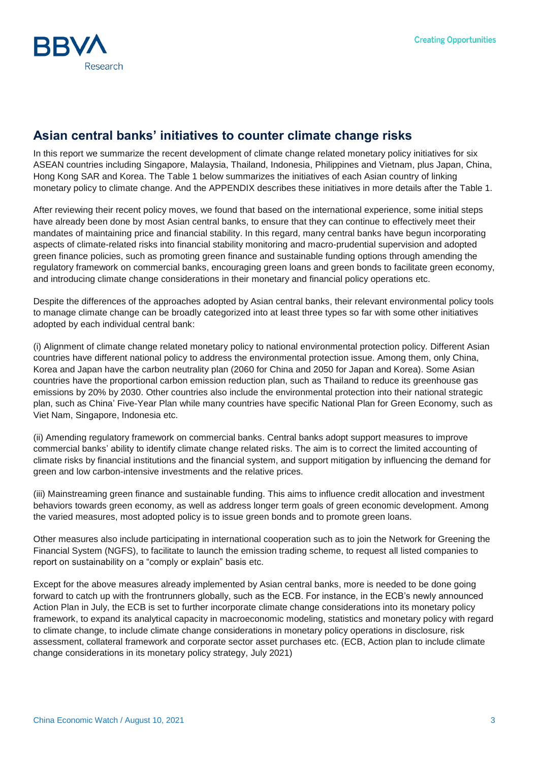## Asian central banks' initiatives to counter climate change risks

In this report we summarize the recent development of climate change related monetary policy initiatives for six ASEAN countries including Singapore, Malaysia, Thailand, Indonesia, Philippines and Vietnam, plus Japan, China, Hong Kong SAR and Korea. The Table 1 below summarizes the initiatives of each Asian country of linking monetary policy to climate change. And the APPENDIX describes these initiatives in more details after the Table 1.

After reviewing their recent policy moves, we found that based on the international experience, some initial steps have already been done by most Asian central banks, to ensure that they can continue to effectively meet their mandates of maintaining price and financial stability. In this regard, many central banks have begun incorporating aspects of climate-related risks into financial stability monitoring and macro-prudential supervision and adopted green finance policies, such as promoting green finance and sustainable funding options through amending the regulatory framework on commercial banks, encouraging green loans and green bonds to facilitate green economy, and introducing climate change considerations in their monetary and financial policy operations etc.

Despite the differences of the approaches adopted by Asian central banks, their relevant environmental policy tools to manage climate change can be broadly categorized into at least three types so far with some other initiatives adopted by each individual central bank:

(i) Alignment of climate change related monetary policy to national environmental protection policy. Different Asian countries have different national policy to address the environmental protection issue. Among them, only China, Korea and Japan have the carbon neutrality plan (2060 for China and 2050 for Japan and Korea). Some Asian countries have the proportional carbon emission reduction plan, such as Thailand to reduce its greenhouse gas emissions by 20% by 2030. Other countries also include the environmental protection into their national strategic plan, such as China' Five-Year Plan while many countries have specific National Plan for Green Economy, such as Viet Nam, Singapore, Indonesia etc.

(ii) Amending regulatory framework on commercial banks. Central banks adopt support measures to improve commercial banks' ability to identify climate change related risks. The aim is to correct the limited accounting of climate risks by financial institutions and the financial system, and support mitigation by influencing the demand for green and low carbon-intensive investments and the relative prices.

(iii) Mainstreaming green finance and sustainable funding. This aims to influence credit allocation and investment behaviors towards green economy, as well as address longer term goals of green economic development. Among the varied measures, most adopted policy is to issue green bonds and to promote green loans.

Other measures also include participating in international cooperation such as to join the Network for Greening the Financial System (NGFS), to facilitate to launch the emission trading scheme, to request all listed companies to report on sustainability on a "comply or explain" basis etc.

Except for the above measures already implemented by Asian central banks, more is needed to be done going forward to catch up with the frontrunners globally, such as the ECB. For instance, in the ECB's newly announced Action Plan in July, the ECB is set to further incorporate climate change considerations into its monetary policy framework, to expand its analytical capacity in macroeconomic modeling, statistics and monetary policy with regard to climate change, to include climate change considerations in monetary policy operations in disclosure, risk assessment, collateral framework and corporate sector asset purchases etc. (ECB, Action plan to include climate change considerations in its monetary policy strategy, July 2021)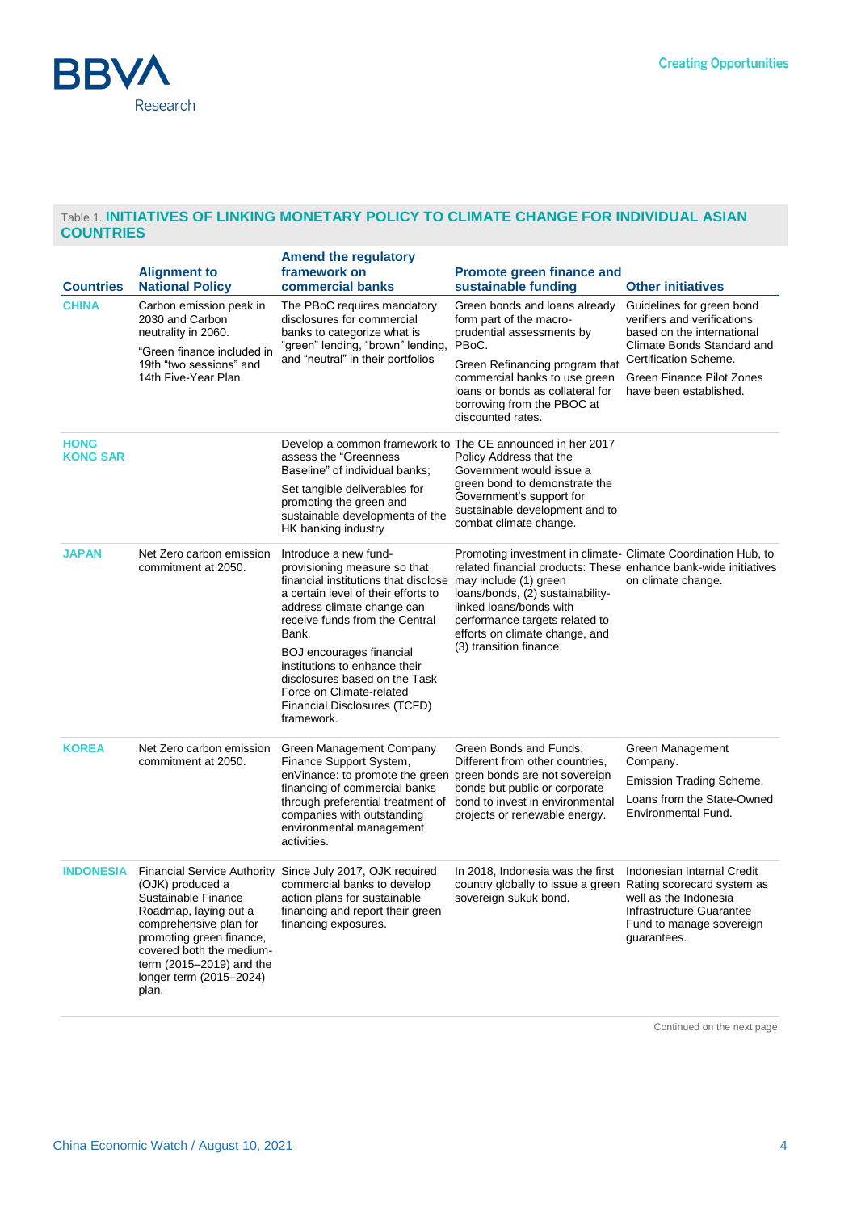Table 1. **INITIATIVES OF LINKING MONETARY POLICY TO CLIMATE CHANGE FOR INDIVIDUAL ASIAN COUNTRIES**

| Countries | Alignment to National Policy | Amend the regulatory framework on commercial banks | Promote green finance and sustainable funding | Other initiatives |
|---|---|---|---|---|
| **CHINA** | Carbon emission peak in 2030 and Carbon neutrality in 2060. "Green finance included in 19th "two sessions" and 14th Five-Year Plan. | The PBoC requires mandatory disclosures for commercial banks to categorize what is "green" lending, "brown" lending, and "neutral" in their portfolios | Green bonds and loans already form part of the macro-prudential assessments by PBoC. Green Refinancing program that commercial banks to use green loans or bonds as collateral for borrowing from the PBOC at discounted rates. | Guidelines for green bond verifiers and verifications based on the international Climate Bonds Standard and Certification Scheme. Green Finance Pilot Zones have been established. |
| **HONG KONG SAR** | | Develop a common framework to assess the "Greenness Baseline" of individual banks; Set tangible deliverables for promoting the green and sustainable developments of the HK banking industry | The CE announced in her 2017 Policy Address that the Government would issue a green bond to demonstrate the Government's support for sustainable development and to combat climate change. | |
| **JAPAN** | Net Zero carbon emission commitment at 2050. | Introduce a new fund-provisioning measure so that financial institutions that disclose a certain level of their efforts to address climate change can receive funds from the Central Bank. BOJ encourages financial institutions to enhance their disclosures based on the Task Force on Climate-related Financial Disclosures (TCFD) framework. | Promoting investment in climate-related financial products: These may include (1) green loans/bonds, (2) sustainability-linked loans/bonds with performance targets related to efforts on climate change, and (3) transition finance. | Climate Coordination Hub, to enhance bank-wide initiatives on climate change. |
| **KOREA** | Net Zero carbon emission commitment at 2050. | Green Management Company Finance Support System, enVinance: to promote the green financing of commercial banks through preferential treatment of companies with outstanding environmental management activities. | Green Bonds and Funds: Different from other countries, green bonds are not sovereign bonds but public or corporate bond to invest in environmental projects or renewable energy. | Green Management Company. Emission Trading Scheme. Loans from the State-Owned Environmental Fund. |
| **INDONESIA** | Financial Service Authority (OJK) produced a Sustainable Finance Roadmap, laying out a comprehensive plan for promoting green finance, covered both the medium-term (2015–2019) and the longer term (2015–2024) plan. | Since July 2017, OJK required commercial banks to develop action plans for sustainable financing and report their green financing exposures. | In 2018, Indonesia was the first country globally to issue a green sovereign sukuk bond. | Indonesian Internal Credit Rating scorecard system as well as the Indonesia Infrastructure Guarantee Fund to manage sovereign guarantees. |

Continued on the next page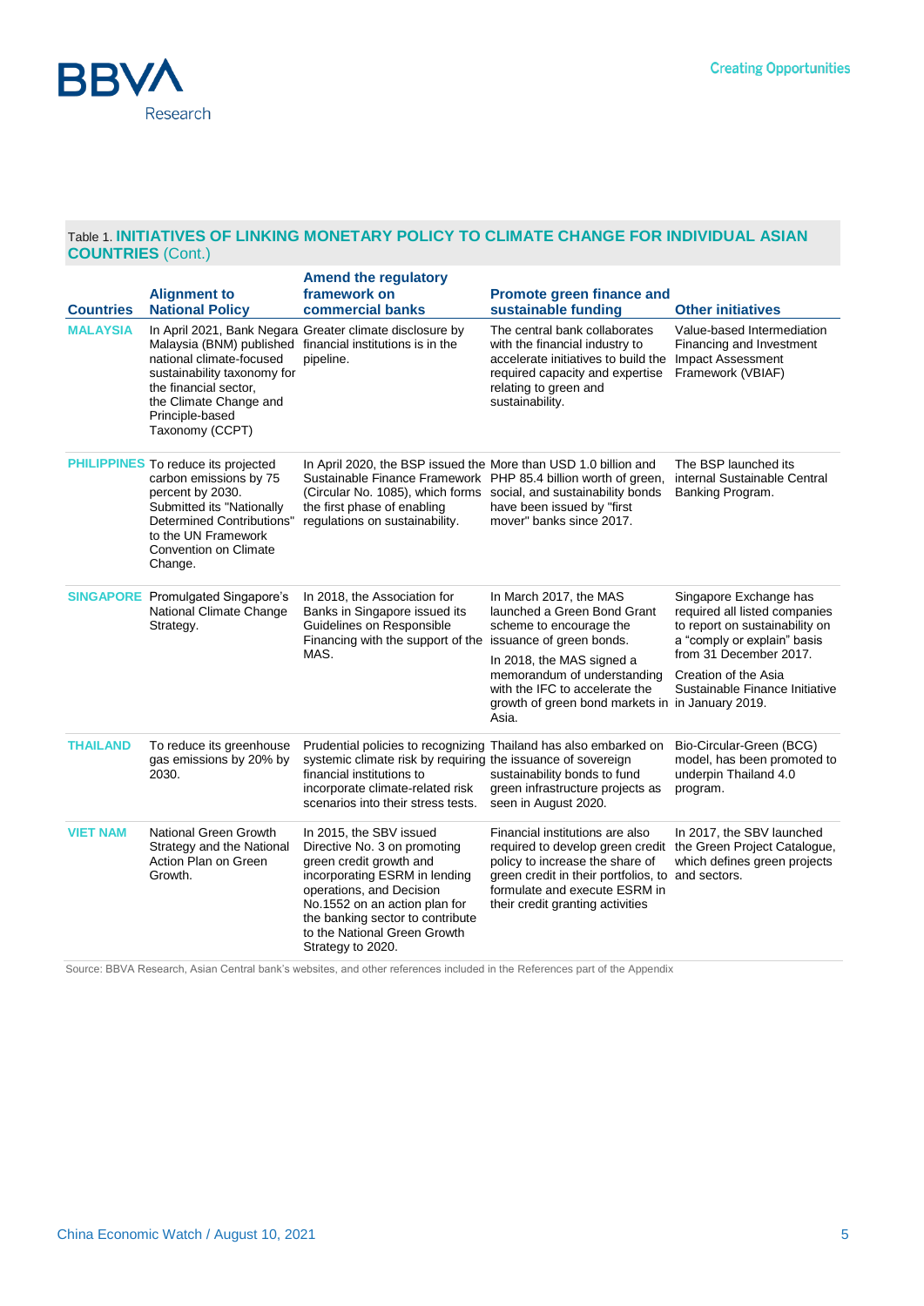Table 1. **INITIATIVES OF LINKING MONETARY POLICY TO CLIMATE CHANGE FOR INDIVIDUAL ASIAN COUNTRIES** (Cont.)

| Countries | Alignment to National Policy | Amend the regulatory framework on commercial banks | Promote green finance and sustainable funding | Other initiatives |
|---|---|---|---|---|
| **MALAYSIA** | In April 2021, Bank Negara Malaysia (BNM) published national climate-focused sustainability taxonomy for the financial sector, the Climate Change and Principle-based Taxonomy (CCPT) | Greater climate disclosure by financial institutions is in the pipeline. | The central bank collaborates with the financial industry to accelerate initiatives to build the required capacity and expertise relating to green and sustainability. | Value-based Intermediation Financing and Investment Impact Assessment Framework (VBIAF) |
| **PHILIPPINES** | To reduce its projected carbon emissions by 75 percent by 2030. Submitted its "Nationally Determined Contributions" to the UN Framework Convention on Climate Change. | In April 2020, the BSP issued the Sustainable Finance Framework (Circular No. 1085), which forms the first phase of enabling regulations on sustainability. | More than USD 1.0 billion and PHP 85.4 billion worth of green, social, and sustainability bonds have been issued by "first mover" banks since 2017. | The BSP launched its internal Sustainable Central Banking Program. |
| **SINGAPORE** | Promulgated Singapore's National Climate Change Strategy. | In 2018, the Association for Banks in Singapore issued its Guidelines on Responsible Financing with the support of the MAS. | In March 2017, the MAS launched a Green Bond Grant scheme to encourage the issuance of green bonds.<br><br>In 2018, the MAS signed a memorandum of understanding with the IFC to accelerate the growth of green bond markets in Asia. | Singapore Exchange has required all listed companies to report on sustainability on a "comply or explain" basis from 31 December 2017.<br><br>Creation of the Asia Sustainable Finance Initiative in January 2019. |
| **THAILAND** | To reduce its greenhouse gas emissions by 20% by 2030. | Prudential policies to recognizing systemic climate risk by requiring financial institutions to incorporate climate-related risk scenarios into their stress tests. | Thailand has also embarked on the issuance of sovereign sustainability bonds to fund green infrastructure projects as seen in August 2020. | Bio-Circular-Green (BCG) model, has been promoted to underpin Thailand 4.0 program. |
| **VIET NAM** | National Green Growth Strategy and the National Action Plan on Green Growth. | In 2015, the SBV issued Directive No. 3 on promoting green credit growth and incorporating ESRM in lending operations, and Decision No.1552 on an action plan for the banking sector to contribute to the National Green Growth Strategy to 2020. | Financial institutions are also required to develop green credit policy to increase the share of green credit in their portfolios, to formulate and execute ESRM in their credit granting activities | In 2017, the SBV launched the Green Project Catalogue, which defines green projects and sectors. |

Source: BBVA Research, Asian Central bank's websites, and other references included in the References part of the Appendix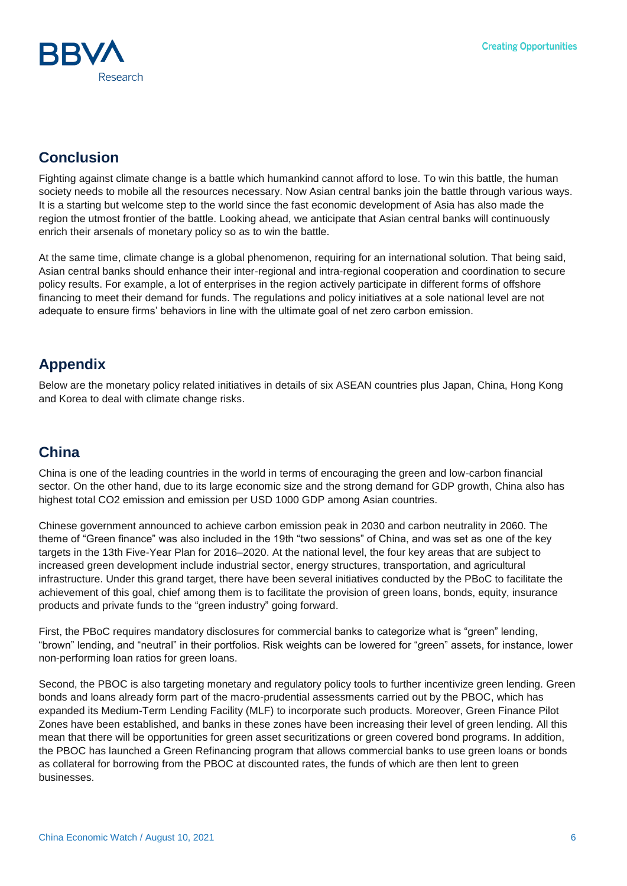## Conclusion

Fighting against climate change is a battle which humankind cannot afford to lose. To win this battle, the human society needs to mobile all the resources necessary. Now Asian central banks join the battle through various ways. It is a starting but welcome step to the world since the fast economic development of Asia has also made the region the utmost frontier of the battle. Looking ahead, we anticipate that Asian central banks will continuously enrich their arsenals of monetary policy so as to win the battle.

At the same time, climate change is a global phenomenon, requiring for an international solution. That being said, Asian central banks should enhance their inter-regional and intra-regional cooperation and coordination to secure policy results. For example, a lot of enterprises in the region actively participate in different forms of offshore financing to meet their demand for funds. The regulations and policy initiatives at a sole national level are not adequate to ensure firms' behaviors in line with the ultimate goal of net zero carbon emission.

## Appendix

Below are the monetary policy related initiatives in details of six ASEAN countries plus Japan, China, Hong Kong and Korea to deal with climate change risks.

## China

China is one of the leading countries in the world in terms of encouraging the green and low-carbon financial sector. On the other hand, due to its large economic size and the strong demand for GDP growth, China also has highest total $CO_2$ emission and emission per USD 1000 GDP among Asian countries.

Chinese government announced to achieve carbon emission peak in 2030 and carbon neutrality in 2060. The theme of "Green finance" was also included in the 19th "two sessions" of China, and was set as one of the key targets in the 13th Five-Year Plan for 2016–2020. At the national level, the four key areas that are subject to increased green development include industrial sector, energy structures, transportation, and agricultural infrastructure. Under this grand target, there have been several initiatives conducted by the PBoC to facilitate the achievement of this goal, chief among them is to facilitate the provision of green loans, bonds, equity, insurance products and private funds to the "green industry" going forward.

First, the PBoC requires mandatory disclosures for commercial banks to categorize what is "green" lending, "brown" lending, and "neutral" in their portfolios. Risk weights can be lowered for "green" assets, for instance, lower non-performing loan ratios for green loans.

Second, the PBOC is also targeting monetary and regulatory policy tools to further incentivize green lending. Green bonds and loans already form part of the macro-prudential assessments carried out by the PBOC, which has expanded its Medium-Term Lending Facility (MLF) to incorporate such products. Moreover, Green Finance Pilot Zones have been established, and banks in these zones have been increasing their level of green lending. All this mean that there will be opportunities for green asset securitizations or green covered bond programs. In addition, the PBOC has launched a Green Refinancing program that allows commercial banks to use green loans or bonds as collateral for borrowing from the PBOC at discounted rates, the funds of which are then lent to green businesses.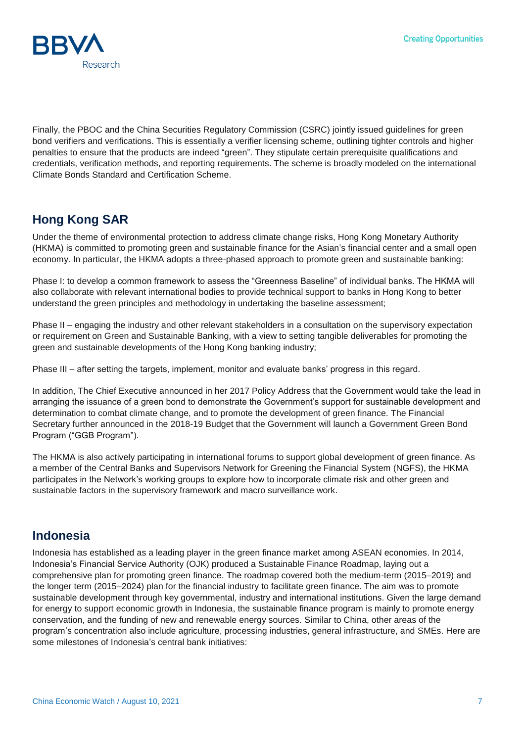Finally, the PBOC and the China Securities Regulatory Commission (CSRC) jointly issued guidelines for green bond verifiers and verifications. This is essentially a verifier licensing scheme, outlining tighter controls and higher penalties to ensure that the products are indeed "green". They stipulate certain prerequisite qualifications and credentials, verification methods, and reporting requirements. The scheme is broadly modeled on the international Climate Bonds Standard and Certification Scheme.

## Hong Kong SAR

Under the theme of environmental protection to address climate change risks, Hong Kong Monetary Authority (HKMA) is committed to promoting green and sustainable finance for the Asian's financial center and a small open economy. In particular, the HKMA adopts a three-phased approach to promote green and sustainable banking:

Phase I: to develop a common framework to assess the "Greenness Baseline" of individual banks. The HKMA will also collaborate with relevant international bodies to provide technical support to banks in Hong Kong to better understand the green principles and methodology in undertaking the baseline assessment;

Phase II – engaging the industry and other relevant stakeholders in a consultation on the supervisory expectation or requirement on Green and Sustainable Banking, with a view to setting tangible deliverables for promoting the green and sustainable developments of the Hong Kong banking industry;

Phase III – after setting the targets, implement, monitor and evaluate banks' progress in this regard.

In addition, The Chief Executive announced in her 2017 Policy Address that the Government would take the lead in arranging the issuance of a green bond to demonstrate the Government's support for sustainable development and determination to combat climate change, and to promote the development of green finance. The Financial Secretary further announced in the 2018-19 Budget that the Government will launch a Government Green Bond Program ("GGB Program").

The HKMA is also actively participating in international forums to support global development of green finance. As a member of the Central Banks and Supervisors Network for Greening the Financial System (NGFS), the HKMA participates in the Network's working groups to explore how to incorporate climate risk and other green and sustainable factors in the supervisory framework and macro surveillance work.

## Indonesia

Indonesia has established as a leading player in the green finance market among ASEAN economies. In 2014, Indonesia's Financial Service Authority (OJK) produced a Sustainable Finance Roadmap, laying out a comprehensive plan for promoting green finance. The roadmap covered both the medium-term (2015–2019) and the longer term (2015–2024) plan for the financial industry to facilitate green finance. The aim was to promote sustainable development through key governmental, industry and international institutions. Given the large demand for energy to support economic growth in Indonesia, the sustainable finance program is mainly to promote energy conservation, and the funding of new and renewable energy sources. Similar to China, other areas of the program's concentration also include agriculture, processing industries, general infrastructure, and SMEs. Here are some milestones of Indonesia's central bank initiatives: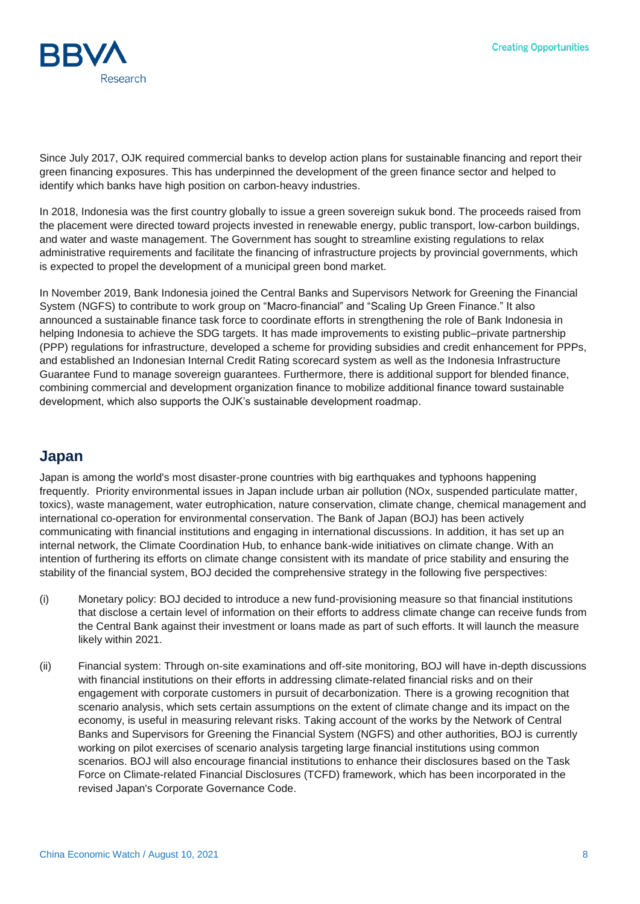Since July 2017, OJK required commercial banks to develop action plans for sustainable financing and report their green financing exposures. This has underpinned the development of the green finance sector and helped to identify which banks have high position on carbon-heavy industries.

In 2018, Indonesia was the first country globally to issue a green sovereign sukuk bond. The proceeds raised from the placement were directed toward projects invested in renewable energy, public transport, low-carbon buildings, and water and waste management. The Government has sought to streamline existing regulations to relax administrative requirements and facilitate the financing of infrastructure projects by provincial governments, which is expected to propel the development of a municipal green bond market.

In November 2019, Bank Indonesia joined the Central Banks and Supervisors Network for Greening the Financial System (NGFS) to contribute to work group on "Macro-financial" and "Scaling Up Green Finance." It also announced a sustainable finance task force to coordinate efforts in strengthening the role of Bank Indonesia in helping Indonesia to achieve the SDG targets. It has made improvements to existing public–private partnership (PPP) regulations for infrastructure, developed a scheme for providing subsidies and credit enhancement for PPPs, and established an Indonesian Internal Credit Rating scorecard system as well as the Indonesia Infrastructure Guarantee Fund to manage sovereign guarantees. Furthermore, there is additional support for blended finance, combining commercial and development organization finance to mobilize additional finance toward sustainable development, which also supports the OJK's sustainable development roadmap.

## Japan

Japan is among the world's most disaster-prone countries with big earthquakes and typhoons happening frequently. Priority environmental issues in Japan include urban air pollution (NOx, suspended particulate matter, toxics), waste management, water eutrophication, nature conservation, climate change, chemical management and international co-operation for environmental conservation. The Bank of Japan (BOJ) has been actively communicating with financial institutions and engaging in international discussions. In addition, it has set up an internal network, the Climate Coordination Hub, to enhance bank-wide initiatives on climate change. With an intention of furthering its efforts on climate change consistent with its mandate of price stability and ensuring the stability of the financial system, BOJ decided the comprehensive strategy in the following five perspectives:

(i) Monetary policy: BOJ decided to introduce a new fund-provisioning measure so that financial institutions that disclose a certain level of information on their efforts to address climate change can receive funds from the Central Bank against their investment or loans made as part of such efforts. It will launch the measure likely within 2021.

(ii) Financial system: Through on-site examinations and off-site monitoring, BOJ will have in-depth discussions with financial institutions on their efforts in addressing climate-related financial risks and on their engagement with corporate customers in pursuit of decarbonization. There is a growing recognition that scenario analysis, which sets certain assumptions on the extent of climate change and its impact on the economy, is useful in measuring relevant risks. Taking account of the works by the Network of Central Banks and Supervisors for Greening the Financial System (NGFS) and other authorities, BOJ is currently working on pilot exercises of scenario analysis targeting large financial institutions using common scenarios. BOJ will also encourage financial institutions to enhance their disclosures based on the Task Force on Climate-related Financial Disclosures (TCFD) framework, which has been incorporated in the revised Japan's Corporate Governance Code.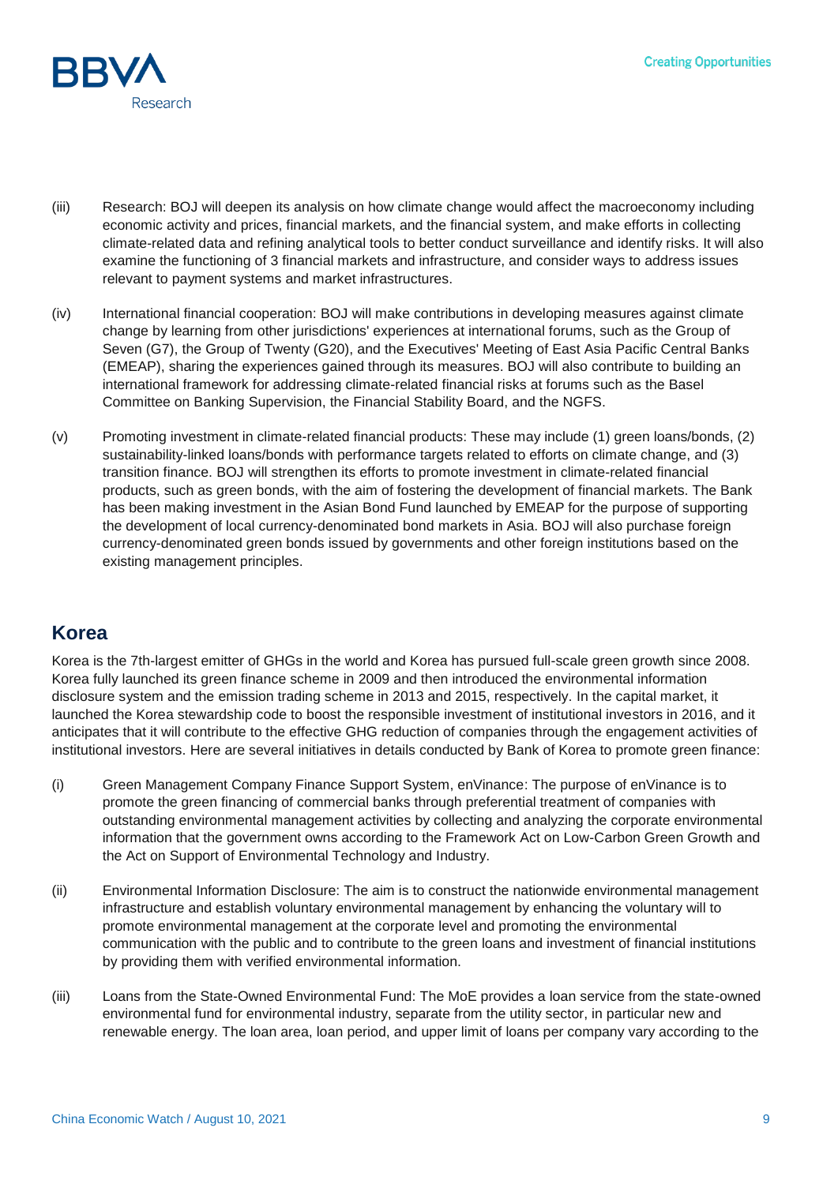(iii) Research: BOJ will deepen its analysis on how climate change would affect the macroeconomy including economic activity and prices, financial markets, and the financial system, and make efforts in collecting climate-related data and refining analytical tools to better conduct surveillance and identify risks. It will also examine the functioning of 3 financial markets and infrastructure, and consider ways to address issues relevant to payment systems and market infrastructures.

(iv) International financial cooperation: BOJ will make contributions in developing measures against climate change by learning from other jurisdictions' experiences at international forums, such as the Group of Seven (G7), the Group of Twenty (G20), and the Executives' Meeting of East Asia Pacific Central Banks (EMEAP), sharing the experiences gained through its measures. BOJ will also contribute to building an international framework for addressing climate-related financial risks at forums such as the Basel Committee on Banking Supervision, the Financial Stability Board, and the NGFS.

(v) Promoting investment in climate-related financial products: These may include (1) green loans/bonds, (2) sustainability-linked loans/bonds with performance targets related to efforts on climate change, and (3) transition finance. BOJ will strengthen its efforts to promote investment in climate-related financial products, such as green bonds, with the aim of fostering the development of financial markets. The Bank has been making investment in the Asian Bond Fund launched by EMEAP for the purpose of supporting the development of local currency-denominated bond markets in Asia. BOJ will also purchase foreign currency-denominated green bonds issued by governments and other foreign institutions based on the existing management principles.

## Korea

Korea is the 7th-largest emitter of GHGs in the world and Korea has pursued full-scale green growth since 2008. Korea fully launched its green finance scheme in 2009 and then introduced the environmental information disclosure system and the emission trading scheme in 2013 and 2015, respectively. In the capital market, it launched the Korea stewardship code to boost the responsible investment of institutional investors in 2016, and it anticipates that it will contribute to the effective GHG reduction of companies through the engagement activities of institutional investors. Here are several initiatives in details conducted by Bank of Korea to promote green finance:

(i) Green Management Company Finance Support System, enVinance: The purpose of enVinance is to promote the green financing of commercial banks through preferential treatment of companies with outstanding environmental management activities by collecting and analyzing the corporate environmental information that the government owns according to the Framework Act on Low-Carbon Green Growth and the Act on Support of Environmental Technology and Industry.

(ii) Environmental Information Disclosure: The aim is to construct the nationwide environmental management infrastructure and establish voluntary environmental management by enhancing the voluntary will to promote environmental management at the corporate level and promoting the environmental communication with the public and to contribute to the green loans and investment of financial institutions by providing them with verified environmental information.

(iii) Loans from the State-Owned Environmental Fund: The MoE provides a loan service from the state-owned environmental fund for environmental industry, separate from the utility sector, in particular new and renewable energy. The loan area, loan period, and upper limit of loans per company vary according to the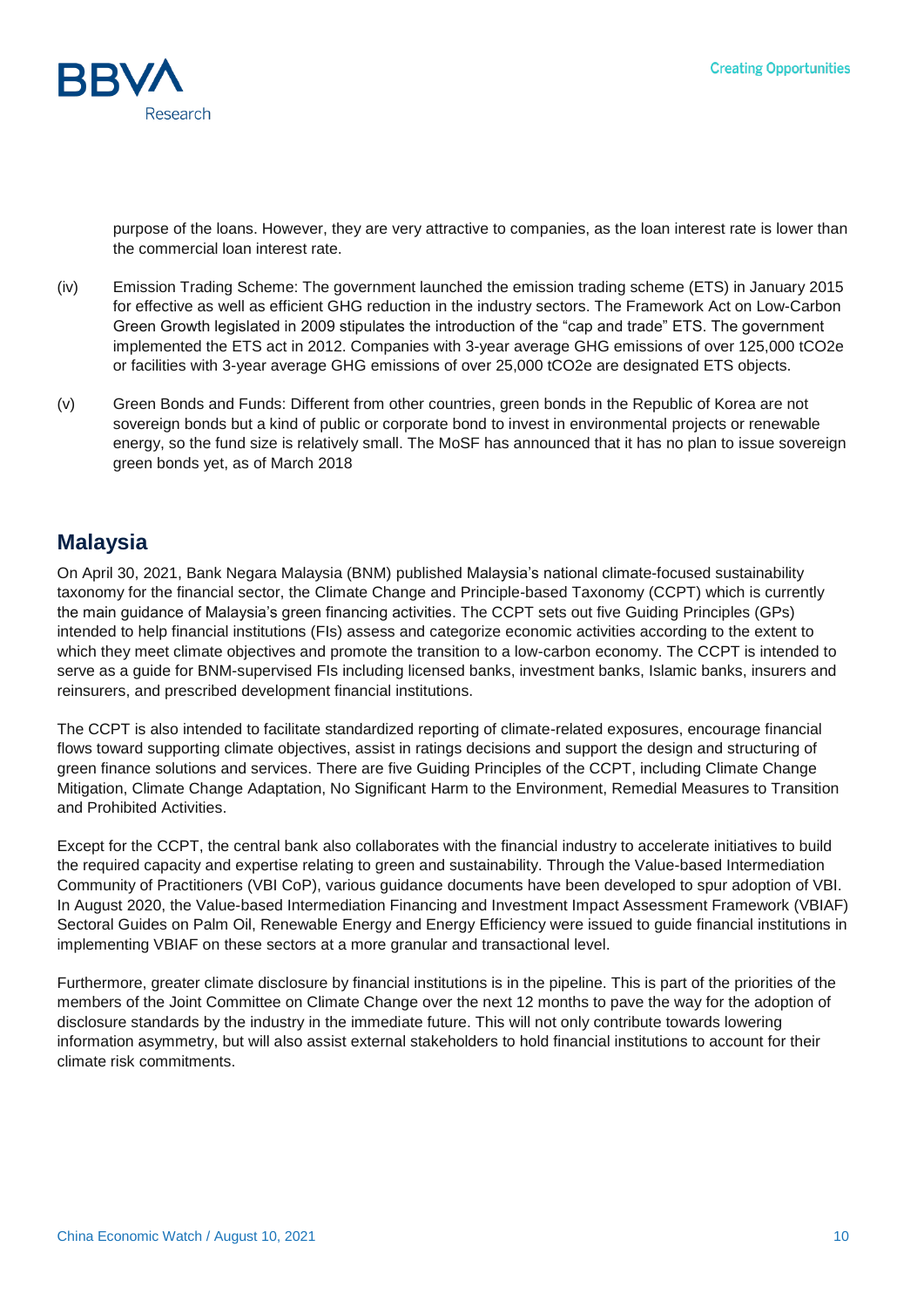purpose of the loans. However, they are very attractive to companies, as the loan interest rate is lower than the commercial loan interest rate.

(iv) Emission Trading Scheme: The government launched the emission trading scheme (ETS) in January 2015 for effective as well as efficient GHG reduction in the industry sectors. The Framework Act on Low-Carbon Green Growth legislated in 2009 stipulates the introduction of the "cap and trade" ETS. The government implemented the ETS act in 2012. Companies with 3-year average GHG emissions of over 125,000 $tCO_2e$ or facilities with 3-year average GHG emissions of over 25,000 $tCO_2e$ are designated ETS objects.

(v) Green Bonds and Funds: Different from other countries, green bonds in the Republic of Korea are not sovereign bonds but a kind of public or corporate bond to invest in environmental projects or renewable energy, so the fund size is relatively small. The MoSF has announced that it has no plan to issue sovereign green bonds yet, as of March 2018

## Malaysia

On April 30, 2021, Bank Negara Malaysia (BNM) published Malaysia's national climate-focused sustainability taxonomy for the financial sector, the Climate Change and Principle-based Taxonomy (CCPT) which is currently the main guidance of Malaysia's green financing activities. The CCPT sets out five Guiding Principles (GPs) intended to help financial institutions (FIs) assess and categorize economic activities according to the extent to which they meet climate objectives and promote the transition to a low-carbon economy. The CCPT is intended to serve as a guide for BNM-supervised FIs including licensed banks, investment banks, Islamic banks, insurers and reinsurers, and prescribed development financial institutions.

The CCPT is also intended to facilitate standardized reporting of climate-related exposures, encourage financial flows toward supporting climate objectives, assist in ratings decisions and support the design and structuring of green finance solutions and services. There are five Guiding Principles of the CCPT, including Climate Change Mitigation, Climate Change Adaptation, No Significant Harm to the Environment, Remedial Measures to Transition and Prohibited Activities.

Except for the CCPT, the central bank also collaborates with the financial industry to accelerate initiatives to build the required capacity and expertise relating to green and sustainability. Through the Value-based Intermediation Community of Practitioners (VBI CoP), various guidance documents have been developed to spur adoption of VBI. In August 2020, the Value-based Intermediation Financing and Investment Impact Assessment Framework (VBIAF) Sectoral Guides on Palm Oil, Renewable Energy and Energy Efficiency were issued to guide financial institutions in implementing VBIAF on these sectors at a more granular and transactional level.

Furthermore, greater climate disclosure by financial institutions is in the pipeline. This is part of the priorities of the members of the Joint Committee on Climate Change over the next 12 months to pave the way for the adoption of disclosure standards by the industry in the immediate future. This will not only contribute towards lowering information asymmetry, but will also assist external stakeholders to hold financial institutions to account for their climate risk commitments.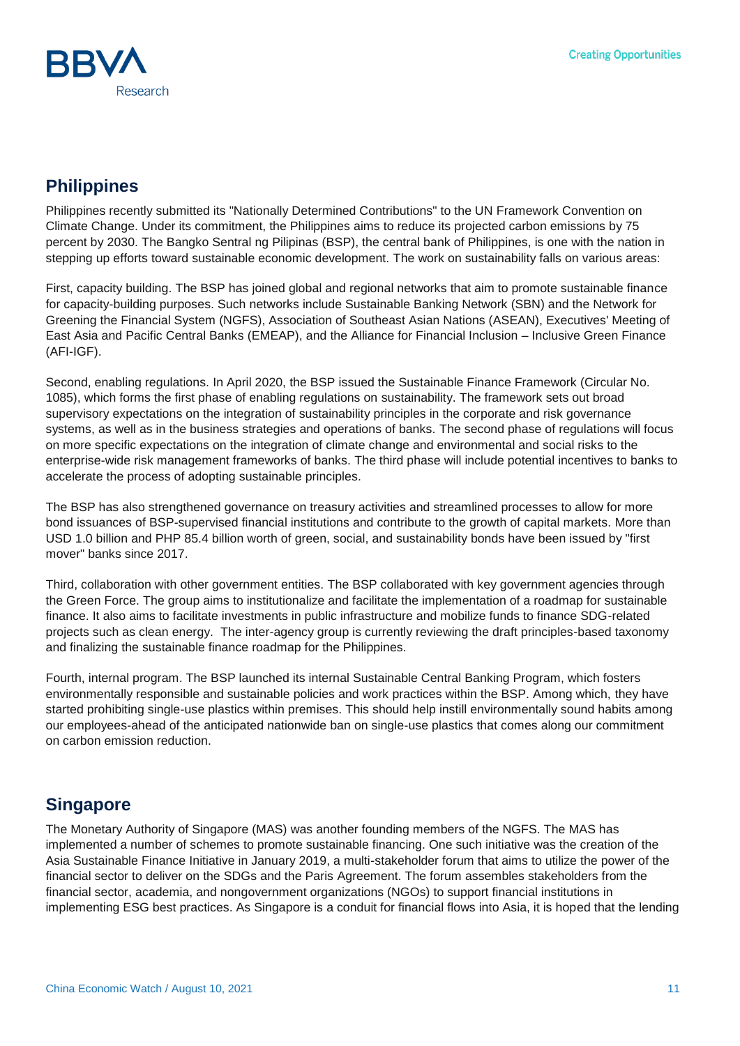## Philippines

Philippines recently submitted its "Nationally Determined Contributions" to the UN Framework Convention on Climate Change. Under its commitment, the Philippines aims to reduce its projected carbon emissions by 75 percent by 2030. The Bangko Sentral ng Pilipinas (BSP), the central bank of Philippines, is one with the nation in stepping up efforts toward sustainable economic development. The work on sustainability falls on various areas:

First, capacity building. The BSP has joined global and regional networks that aim to promote sustainable finance for capacity-building purposes. Such networks include Sustainable Banking Network (SBN) and the Network for Greening the Financial System (NGFS), Association of Southeast Asian Nations (ASEAN), Executives' Meeting of East Asia and Pacific Central Banks (EMEAP), and the Alliance for Financial Inclusion – Inclusive Green Finance (AFI-IGF).

Second, enabling regulations. In April 2020, the BSP issued the Sustainable Finance Framework (Circular No. 1085), which forms the first phase of enabling regulations on sustainability. The framework sets out broad supervisory expectations on the integration of sustainability principles in the corporate and risk governance systems, as well as in the business strategies and operations of banks. The second phase of regulations will focus on more specific expectations on the integration of climate change and environmental and social risks to the enterprise-wide risk management frameworks of banks. The third phase will include potential incentives to banks to accelerate the process of adopting sustainable principles.

The BSP has also strengthened governance on treasury activities and streamlined processes to allow for more bond issuances of BSP-supervised financial institutions and contribute to the growth of capital markets. More than USD 1.0 billion and PHP 85.4 billion worth of green, social, and sustainability bonds have been issued by "first mover" banks since 2017.

Third, collaboration with other government entities. The BSP collaborated with key government agencies through the Green Force. The group aims to institutionalize and facilitate the implementation of a roadmap for sustainable finance. It also aims to facilitate investments in public infrastructure and mobilize funds to finance SDG-related projects such as clean energy. The inter-agency group is currently reviewing the draft principles-based taxonomy and finalizing the sustainable finance roadmap for the Philippines.

Fourth, internal program. The BSP launched its internal Sustainable Central Banking Program, which fosters environmentally responsible and sustainable policies and work practices within the BSP. Among which, they have started prohibiting single-use plastics within premises. This should help instill environmentally sound habits among our employees-ahead of the anticipated nationwide ban on single-use plastics that comes along our commitment on carbon emission reduction.

## Singapore

The Monetary Authority of Singapore (MAS) was another founding members of the NGFS. The MAS has implemented a number of schemes to promote sustainable financing. One such initiative was the creation of the Asia Sustainable Finance Initiative in January 2019, a multi-stakeholder forum that aims to utilize the power of the financial sector to deliver on the SDGs and the Paris Agreement. The forum assembles stakeholders from the financial sector, academia, and nongovernment organizations (NGOs) to support financial institutions in implementing ESG best practices. As Singapore is a conduit for financial flows into Asia, it is hoped that the lending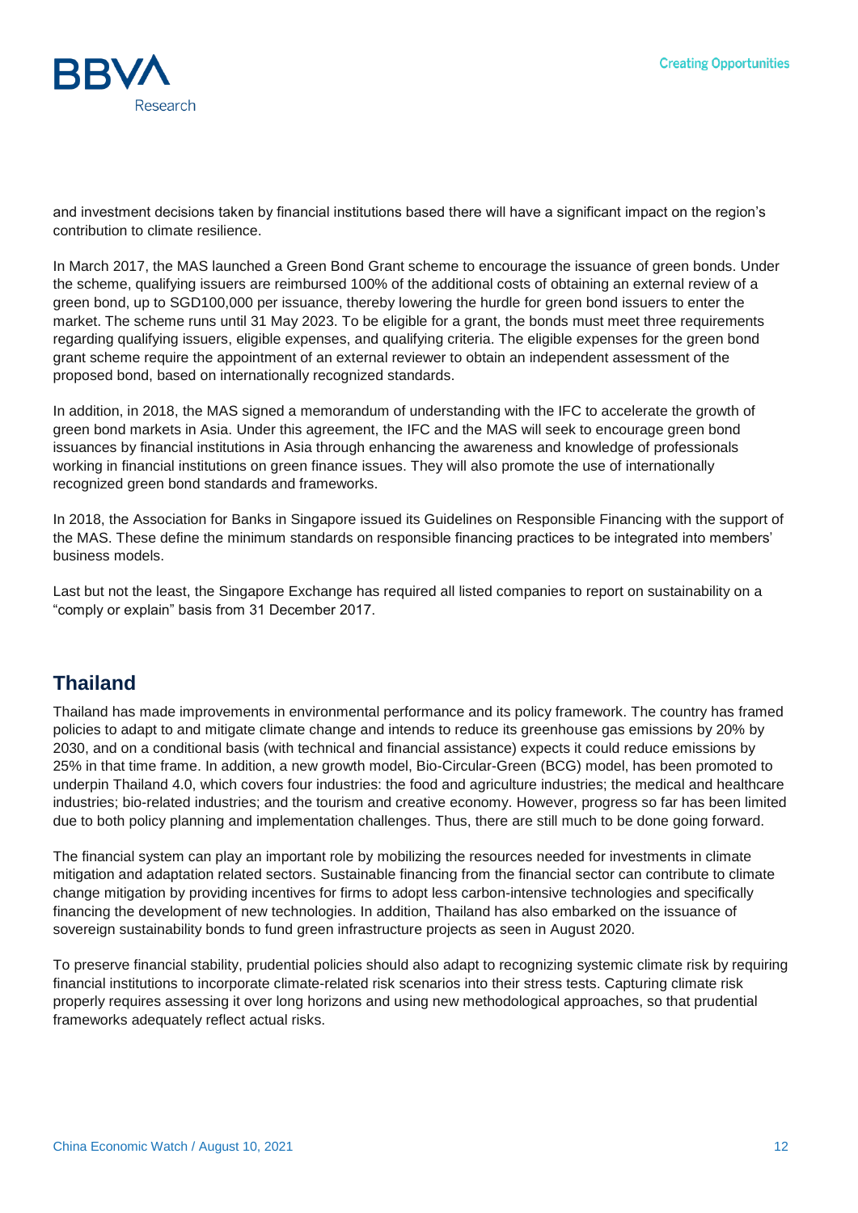and investment decisions taken by financial institutions based there will have a significant impact on the region's contribution to climate resilience.

In March 2017, the MAS launched a Green Bond Grant scheme to encourage the issuance of green bonds. Under the scheme, qualifying issuers are reimbursed 100% of the additional costs of obtaining an external review of a green bond, up to SGD100,000 per issuance, thereby lowering the hurdle for green bond issuers to enter the market. The scheme runs until 31 May 2023. To be eligible for a grant, the bonds must meet three requirements regarding qualifying issuers, eligible expenses, and qualifying criteria. The eligible expenses for the green bond grant scheme require the appointment of an external reviewer to obtain an independent assessment of the proposed bond, based on internationally recognized standards.

In addition, in 2018, the MAS signed a memorandum of understanding with the IFC to accelerate the growth of green bond markets in Asia. Under this agreement, the IFC and the MAS will seek to encourage green bond issuances by financial institutions in Asia through enhancing the awareness and knowledge of professionals working in financial institutions on green finance issues. They will also promote the use of internationally recognized green bond standards and frameworks.

In 2018, the Association for Banks in Singapore issued its Guidelines on Responsible Financing with the support of the MAS. These define the minimum standards on responsible financing practices to be integrated into members' business models.

Last but not the least, the Singapore Exchange has required all listed companies to report on sustainability on a "comply or explain" basis from 31 December 2017.

## Thailand

Thailand has made improvements in environmental performance and its policy framework. The country has framed policies to adapt to and mitigate climate change and intends to reduce its greenhouse gas emissions by 20% by 2030, and on a conditional basis (with technical and financial assistance) expects it could reduce emissions by 25% in that time frame. In addition, a new growth model, Bio-Circular-Green (BCG) model, has been promoted to underpin Thailand 4.0, which covers four industries: the food and agriculture industries; the medical and healthcare industries; bio-related industries; and the tourism and creative economy. However, progress so far has been limited due to both policy planning and implementation challenges. Thus, there are still much to be done going forward.

The financial system can play an important role by mobilizing the resources needed for investments in climate mitigation and adaptation related sectors. Sustainable financing from the financial sector can contribute to climate change mitigation by providing incentives for firms to adopt less carbon-intensive technologies and specifically financing the development of new technologies. In addition, Thailand has also embarked on the issuance of sovereign sustainability bonds to fund green infrastructure projects as seen in August 2020.

To preserve financial stability, prudential policies should also adapt to recognizing systemic climate risk by requiring financial institutions to incorporate climate-related risk scenarios into their stress tests. Capturing climate risk properly requires assessing it over long horizons and using new methodological approaches, so that prudential frameworks adequately reflect actual risks.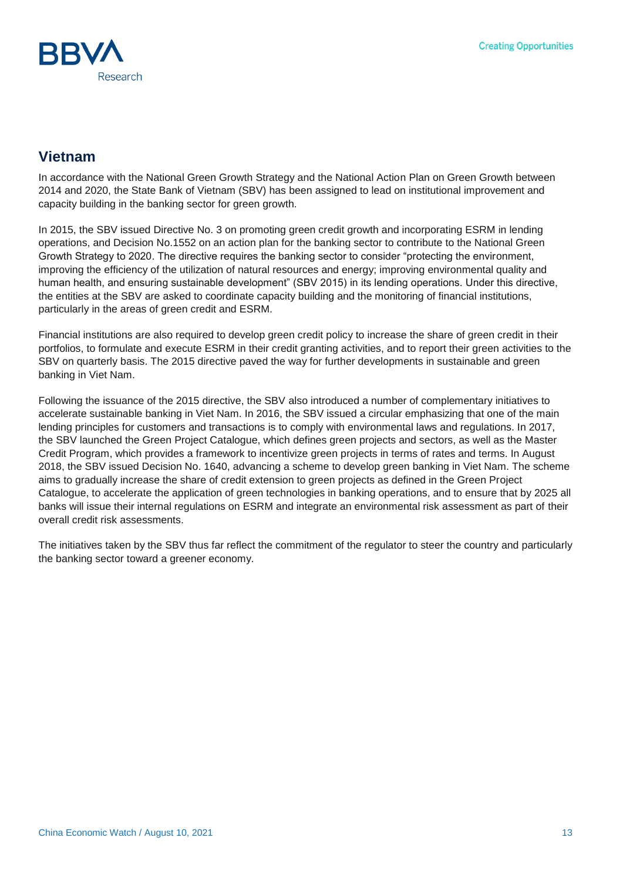## Vietnam

In accordance with the National Green Growth Strategy and the National Action Plan on Green Growth between 2014 and 2020, the State Bank of Vietnam (SBV) has been assigned to lead on institutional improvement and capacity building in the banking sector for green growth.

In 2015, the SBV issued Directive No. 3 on promoting green credit growth and incorporating ESRM in lending operations, and Decision No.1552 on an action plan for the banking sector to contribute to the National Green Growth Strategy to 2020. The directive requires the banking sector to consider "protecting the environment, improving the efficiency of the utilization of natural resources and energy; improving environmental quality and human health, and ensuring sustainable development" (SBV 2015) in its lending operations. Under this directive, the entities at the SBV are asked to coordinate capacity building and the monitoring of financial institutions, particularly in the areas of green credit and ESRM.

Financial institutions are also required to develop green credit policy to increase the share of green credit in their portfolios, to formulate and execute ESRM in their credit granting activities, and to report their green activities to the SBV on quarterly basis. The 2015 directive paved the way for further developments in sustainable and green banking in Viet Nam.

Following the issuance of the 2015 directive, the SBV also introduced a number of complementary initiatives to accelerate sustainable banking in Viet Nam. In 2016, the SBV issued a circular emphasizing that one of the main lending principles for customers and transactions is to comply with environmental laws and regulations. In 2017, the SBV launched the Green Project Catalogue, which defines green projects and sectors, as well as the Master Credit Program, which provides a framework to incentivize green projects in terms of rates and terms. In August 2018, the SBV issued Decision No. 1640, advancing a scheme to develop green banking in Viet Nam. The scheme aims to gradually increase the share of credit extension to green projects as defined in the Green Project Catalogue, to accelerate the application of green technologies in banking operations, and to ensure that by 2025 all banks will issue their internal regulations on ESRM and integrate an environmental risk assessment as part of their overall credit risk assessments.

The initiatives taken by the SBV thus far reflect the commitment of the regulator to steer the country and particularly the banking sector toward a greener economy.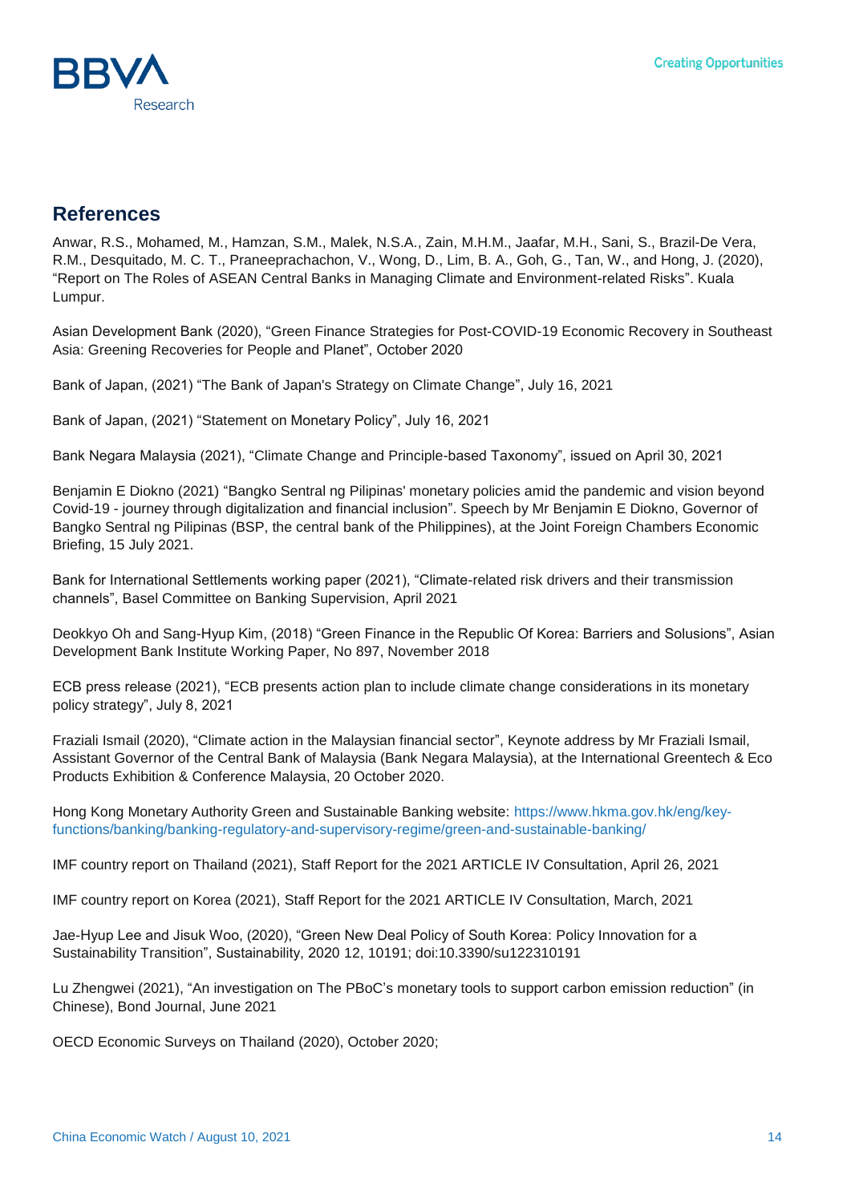## References

Anwar, R.S., Mohamed, M., Hamzan, S.M., Malek, N.S.A., Zain, M.H.M., Jaafar, M.H., Sani, S., Brazil-De Vera, R.M., Desquitado, M. C. T., Praneeprachachon, V., Wong, D., Lim, B. A., Goh, G., Tan, W., and Hong, J. (2020), "Report on The Roles of ASEAN Central Banks in Managing Climate and Environment-related Risks". Kuala Lumpur.

Asian Development Bank (2020), "Green Finance Strategies for Post-COVID-19 Economic Recovery in Southeast Asia: Greening Recoveries for People and Planet", October 2020

Bank of Japan, (2021) "The Bank of Japan's Strategy on Climate Change", July 16, 2021

Bank of Japan, (2021) "Statement on Monetary Policy", July 16, 2021

Bank Negara Malaysia (2021), "Climate Change and Principle-based Taxonomy", issued on April 30, 2021

Benjamin E Diokno (2021) "Bangko Sentral ng Pilipinas' monetary policies amid the pandemic and vision beyond Covid-19 - journey through digitalization and financial inclusion". Speech by Mr Benjamin E Diokno, Governor of Bangko Sentral ng Pilipinas (BSP, the central bank of the Philippines), at the Joint Foreign Chambers Economic Briefing, 15 July 2021.

Bank for International Settlements working paper (2021), "Climate-related risk drivers and their transmission channels", Basel Committee on Banking Supervision, April 2021

Deokkyo Oh and Sang-Hyup Kim, (2018) "Green Finance in the Republic Of Korea: Barriers and Solusions", Asian Development Bank Institute Working Paper, No 897, November 2018

ECB press release (2021), "ECB presents action plan to include climate change considerations in its monetary policy strategy", July 8, 2021

Fraziali Ismail (2020), "Climate action in the Malaysian financial sector", Keynote address by Mr Fraziali Ismail, Assistant Governor of the Central Bank of Malaysia (Bank Negara Malaysia), at the International Greentech & Eco Products Exhibition & Conference Malaysia, 20 October 2020.

Hong Kong Monetary Authority Green and Sustainable Banking website: https://www.hkma.gov.hk/eng/key-functions/banking/banking-regulatory-and-supervisory-regime/green-and-sustainable-banking/

IMF country report on Thailand (2021), Staff Report for the 2021 ARTICLE IV Consultation, April 26, 2021

IMF country report on Korea (2021), Staff Report for the 2021 ARTICLE IV Consultation, March, 2021

Jae-Hyup Lee and Jisuk Woo, (2020), "Green New Deal Policy of South Korea: Policy Innovation for a Sustainability Transition", Sustainability, 2020 12, 10191; doi:10.3390/su122310191

Lu Zhengwei (2021), "An investigation on The PBoC's monetary tools to support carbon emission reduction" (in Chinese), Bond Journal, June 2021

OECD Economic Surveys on Thailand (2020), October 2020;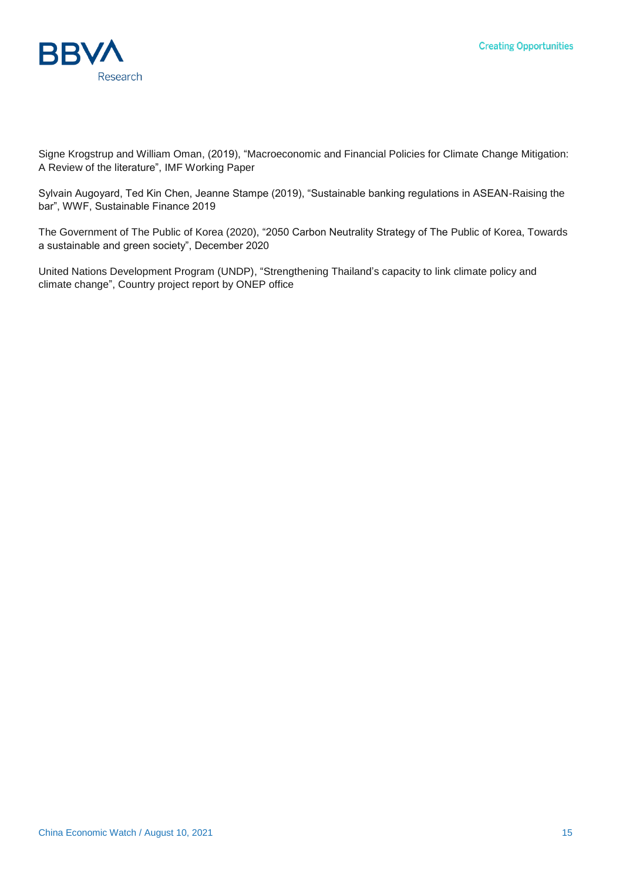Signe Krogstrup and William Oman, (2019), “Macroeconomic and Financial Policies for Climate Change Mitigation: A Review of the literature”, IMF Working Paper

Sylvain Augoyard, Ted Kin Chen, Jeanne Stampe (2019), “Sustainable banking regulations in ASEAN-Raising the bar”, WWF, Sustainable Finance 2019

The Government of The Public of Korea (2020), “2050 Carbon Neutrality Strategy of The Public of Korea, Towards a sustainable and green society”, December 2020

United Nations Development Program (UNDP), “Strengthening Thailand’s capacity to link climate policy and climate change”, Country project report by ONEP office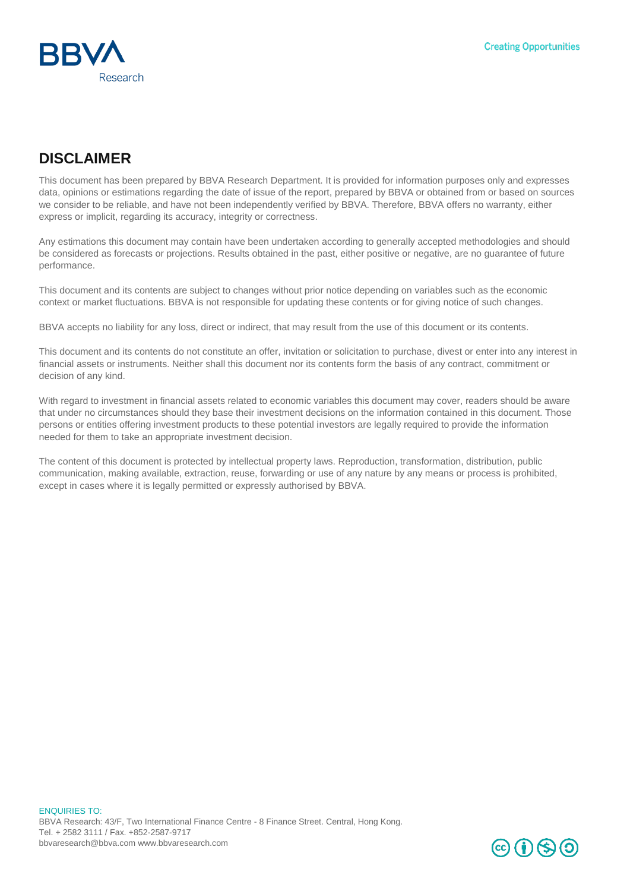## DISCLAIMER

This document has been prepared by BBVA Research Department. It is provided for information purposes only and expresses data, opinions or estimations regarding the date of issue of the report, prepared by BBVA or obtained from or based on sources we consider to be reliable, and have not been independently verified by BBVA. Therefore, BBVA offers no warranty, either express or implicit, regarding its accuracy, integrity or correctness.

Any estimations this document may contain have been undertaken according to generally accepted methodologies and should be considered as forecasts or projections. Results obtained in the past, either positive or negative, are no guarantee of future performance.

This document and its contents are subject to changes without prior notice depending on variables such as the economic context or market fluctuations. BBVA is not responsible for updating these contents or for giving notice of such changes.

BBVA accepts no liability for any loss, direct or indirect, that may result from the use of this document or its contents.

This document and its contents do not constitute an offer, invitation or solicitation to purchase, divest or enter into any interest in financial assets or instruments. Neither shall this document nor its contents form the basis of any contract, commitment or decision of any kind.

With regard to investment in financial assets related to economic variables this document may cover, readers should be aware that under no circumstances should they base their investment decisions on the information contained in this document. Those persons or entities offering investment products to these potential investors are legally required to provide the information needed for them to take an appropriate investment decision.

The content of this document is protected by intellectual property laws. Reproduction, transformation, distribution, public communication, making available, extraction, reuse, forwarding or use of any nature by any means or process is prohibited, except in cases where it is legally permitted or expressly authorised by BBVA.

ENQUIRIES TO:
BBVA Research: 43/F, Two International Finance Centre - 8 Finance Street. Central, Hong Kong.
Tel. + 2582 3111 / Fax. +852-2587-9717
bbvaresearch@bbva.com www.bbvaresearch.com